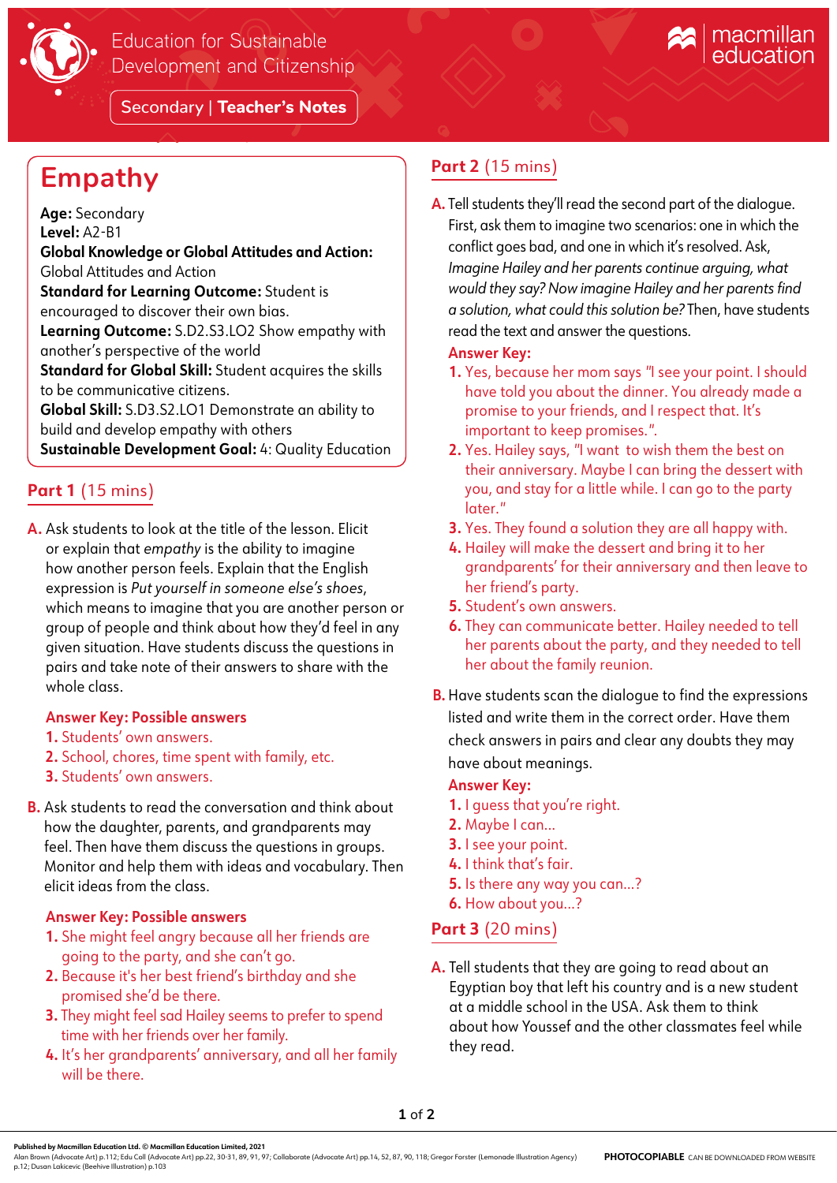Education for Sustainable Development and Citizenship

Secondary | **Teacher's Notes**

# Empathy

**Age:** Secondary
**Level:** A2-B1
**Global Knowledge or Global Attitudes and Action:** Global Attitudes and Action
**Standard for Learning Outcome:** Student is encouraged to discover their own bias.
**Learning Outcome:** S.D2.S3.LO2 Show empathy with another's perspective of the world
**Standard for Global Skill:** Student acquires the skills to be communicative citizens.
**Global Skill:** S.D3.S2.LO1 Demonstrate an ability to build and develop empathy with others
**Sustainable Development Goal:** 4: Quality Education

## Part 1 (15 mins)

**A.** Ask students to look at the title of the lesson. Elicit or explain that *empathy* is the ability to imagine how another person feels. Explain that the English expression is *Put yourself in someone else's shoes*, which means to imagine that you are another person or group of people and think about how they'd feel in any given situation. Have students discuss the questions in pairs and take note of their answers to share with the whole class.

**Answer Key: Possible answers**
1. Students' own answers.
2. School, chores, time spent with family, etc.
3. Students' own answers.

**B.** Ask students to read the conversation and think about how the daughter, parents, and grandparents may feel. Then have them discuss the questions in groups. Monitor and help them with ideas and vocabulary. Then elicit ideas from the class.

**Answer Key: Possible answers**
1. She might feel angry because all her friends are going to the party, and she can't go.
2. Because it's her best friend's birthday and she promised she'd be there.
3. They might feel sad Hailey seems to prefer to spend time with her friends over her family.
4. It's her grandparents' anniversary, and all her family will be there.

## Part 2 (15 mins)

**A.** Tell students they'll read the second part of the dialogue. First, ask them to imagine two scenarios: one in which the conflict goes bad, and one in which it's resolved. Ask, *Imagine Hailey and her parents continue arguing, what would they say? Now imagine Hailey and her parents find a solution, what could this solution be?* Then, have students read the text and answer the questions.

**Answer Key:**
1. Yes, because her mom says "I see your point. I should have told you about the dinner. You already made a promise to your friends, and I respect that. It's important to keep promises.".
2. Yes. Hailey says, "I want to wish them the best on their anniversary. Maybe I can bring the dessert with you, and stay for a little while. I can go to the party later."
3. Yes. They found a solution they are all happy with.
4. Hailey will make the dessert and bring it to her grandparents' for their anniversary and then leave to her friend's party.
5. Student's own answers.
6. They can communicate better. Hailey needed to tell her parents about the party, and they needed to tell her about the family reunion.

**B.** Have students scan the dialogue to find the expressions listed and write them in the correct order. Have them check answers in pairs and clear any doubts they may have about meanings.

**Answer Key:**
1. I guess that you're right.
2. Maybe I can...
3. I see your point.
4. I think that's fair.
5. Is there any way you can...?
6. How about you...?

## Part 3 (20 mins)

**A.** Tell students that they are going to read about an Egyptian boy that left his country and is a new student at a middle school in the USA. Ask them to think about how Youssef and the other classmates feel while they read.

Published by Macmillan Education Ltd. © Macmillan Education Limited, 2021
Alan Brown (Advocate Art) p.112; Edu Coll (Advocate Art) pp.22, 30-31, 89, 91, 97; Collaborate (Advocate Art) pp.14, 52, 87, 90, 118; Gregor Forster (Lemonade Illustration Agency) p.12; Dusan Lakicevic (Beehive Illustration) p.103

**PHOTOCOPIABLE** CAN BE DOWNLOADED FROM WEBSITE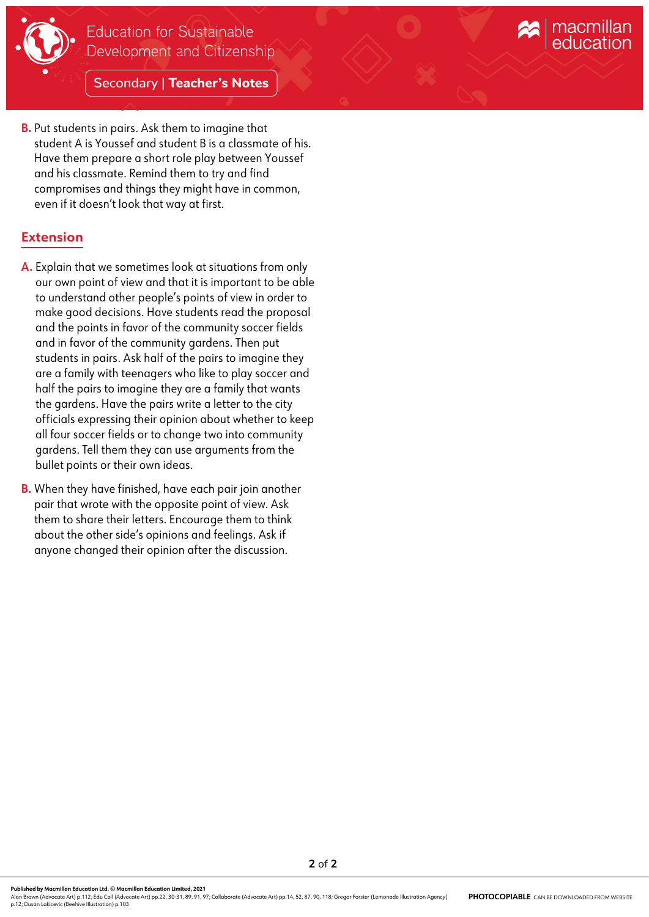B. Put students in pairs. Ask them to imagine that student A is Youssef and student B is a classmate of his. Have them prepare a short role play between Youssef and his classmate. Remind them to try and find compromises and things they might have in common, even if it doesn't look that way at first.

## Extension

A. Explain that we sometimes look at situations from only our own point of view and that it is important to be able to understand other people's points of view in order to make good decisions. Have students read the proposal and the points in favor of the community soccer fields and in favor of the community gardens. Then put students in pairs. Ask half of the pairs to imagine they are a family with teenagers who like to play soccer and half the pairs to imagine they are a family that wants the gardens. Have the pairs write a letter to the city officials expressing their opinion about whether to keep all four soccer fields or to change two into community gardens. Tell them they can use arguments from the bullet points or their own ideas.

B. When they have finished, have each pair join another pair that wrote with the opposite point of view. Ask them to share their letters. Encourage them to think about the other side's opinions and feelings. Ask if anyone changed their opinion after the discussion.

**Published by Macmillan Education Ltd. © Macmillan Education Limited, 2021**
Alan Brown (Advocate Art) p.112; Edu Coll (Advocate Art) pp.22, 30-31, 89, 91, 97; Collaborate (Advocate Art) pp.14, 52, 87, 90, 118; Gregor Forster (Lemonade Illustration Agency) p.12; Dusan Lakicevic (Beehive Illustration) p.103

**PHOTOCOPIABLE** CAN BE DOWNLOADED FROM WEBSITE